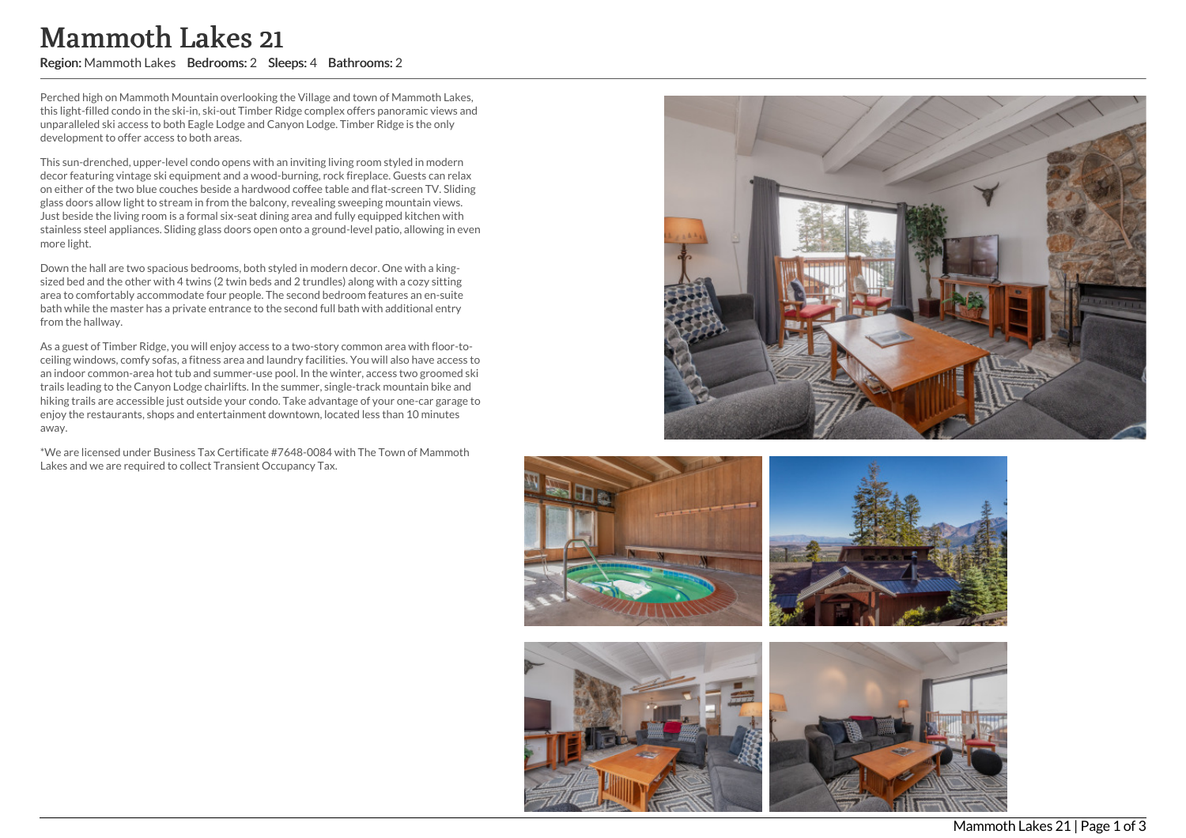# Mammoth Lakes 21

**Region:** Mammoth Lakes **Bedrooms:** 2 **Sleeps:** 4 **Bathrooms:** 2

Perched high on Mammoth Mountain overlooking the Village and town of Mammoth Lakes, this light-filled condo in the ski-in, ski-out Timber Ridge complex offers panoramic views and unparalleled ski access to both Eagle Lodge and Canyon Lodge. Timber Ridge is the only development to offer access to both areas.

This sun-drenched, upper-level condo opens with an inviting living room styled in modern decor featuring vintage ski equipment and a wood-burning, rock fireplace. Guests can relax on either of the two blue couches beside a hardwood coffee table and flat-screen TV. Sliding glass doors allow light to stream in from the balcony, revealing sweeping mountain views. Just beside the living room is a formal six-seat dining area and fully equipped kitchen with stainless steel appliances. Sliding glass doors open onto a ground-level patio, allowing in even more light.

Down the hall are two spacious bedrooms, both styled in modern decor. One with a king-sized bed and the other with 4 twins (2 twin beds and 2 trundles) along with a cozy sitting area to comfortably accommodate four people. The second bedroom features an en-suite bath while the master has a private entrance to the second full bath with additional entry from the hallway.

As a guest of Timber Ridge, you will enjoy access to a two-story common area with floor-to-ceiling windows, comfy sofas, a fitness area and laundry facilities. You will also have access to an indoor common-area hot tub and summer-use pool. In the winter, access two groomed ski trails leading to the Canyon Lodge chairlifts. In the summer, single-track mountain bike and hiking trails are accessible just outside your condo. Take advantage of your one-car garage to enjoy the restaurants, shops and entertainment downtown, located less than 10 minutes away.

*We are licensed under Business Tax Certificate #7648-0084 with The Town of Mammoth Lakes and we are required to collect Transient Occupancy Tax.